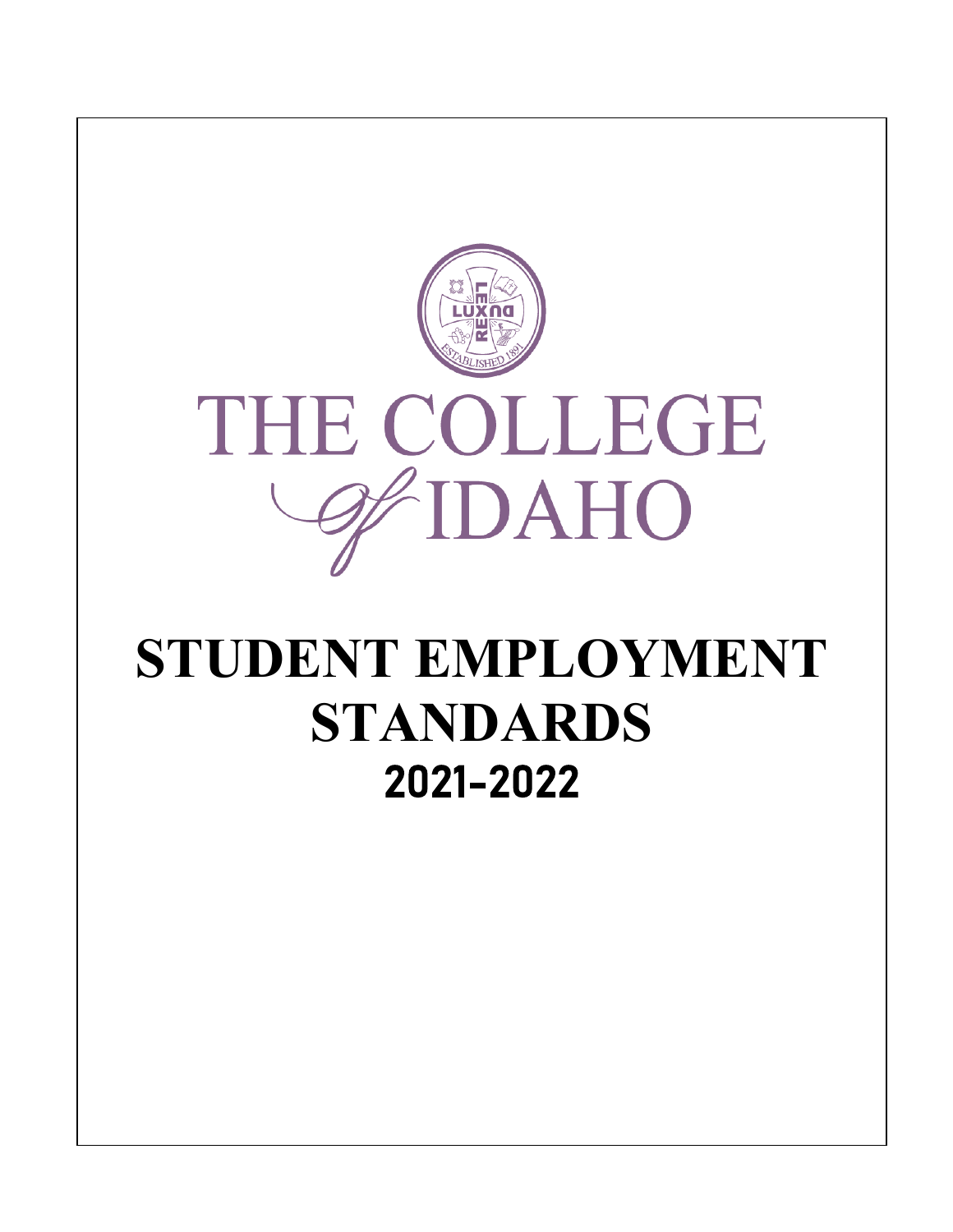# THE COLLEGE of IDAHO

# STUDENT EMPLOYMENT STANDARDS

## 2021-2022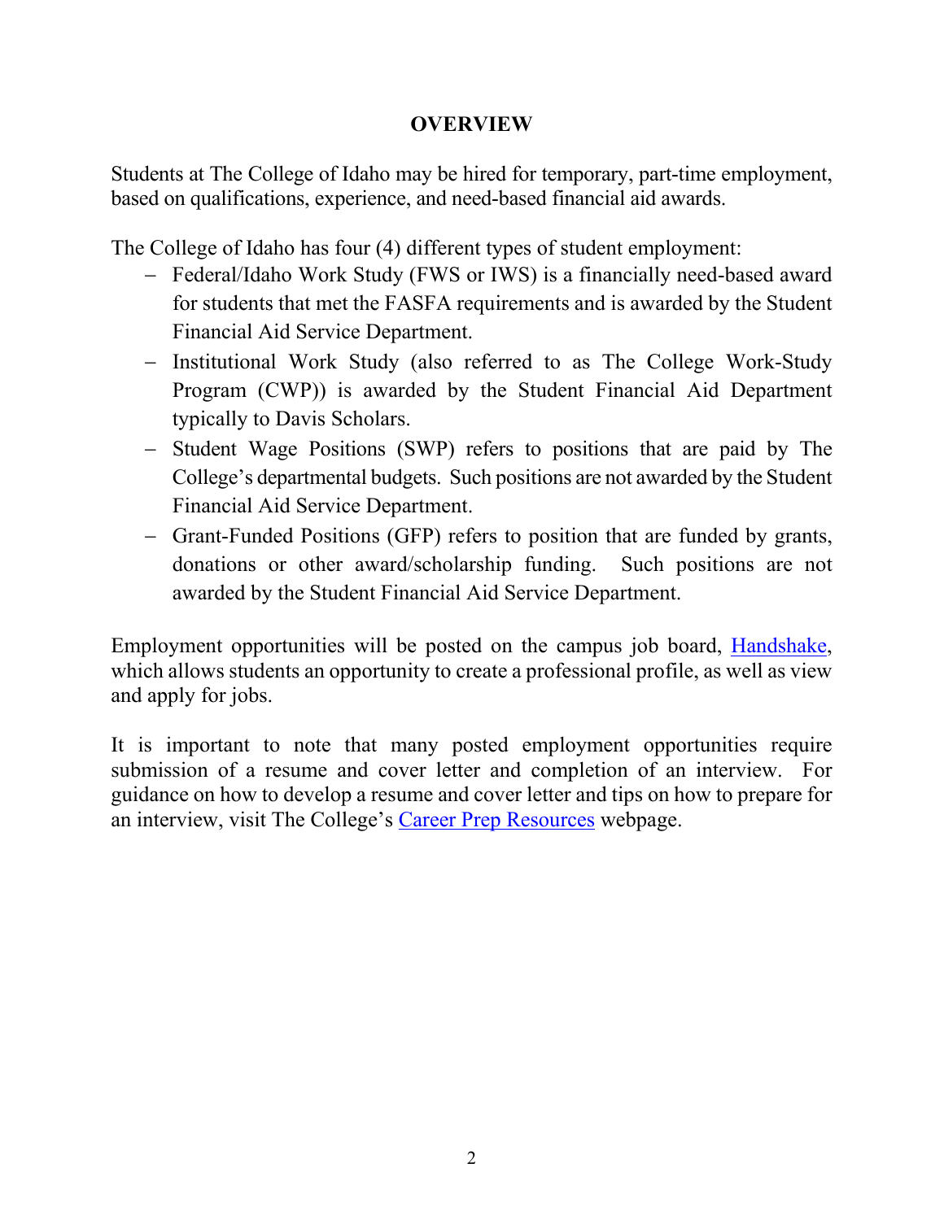# OVERVIEW

Students at The College of Idaho may be hired for temporary, part-time employment, based on qualifications, experience, and need-based financial aid awards.

The College of Idaho has four (4) different types of student employment:

- Federal/Idaho Work Study (FWS or IWS) is a financially need-based award for students that met the FASFA requirements and is awarded by the Student Financial Aid Service Department.
- Institutional Work Study (also referred to as The College Work-Study Program (CWP)) is awarded by the Student Financial Aid Department typically to Davis Scholars.
- Student Wage Positions (SWP) refers to positions that are paid by The College's departmental budgets. Such positions are not awarded by the Student Financial Aid Service Department.
- Grant-Funded Positions (GFP) refers to position that are funded by grants, donations or other award/scholarship funding. Such positions are not awarded by the Student Financial Aid Service Department.

Employment opportunities will be posted on the campus job board, Handshake, which allows students an opportunity to create a professional profile, as well as view and apply for jobs.

It is important to note that many posted employment opportunities require submission of a resume and cover letter and completion of an interview. For guidance on how to develop a resume and cover letter and tips on how to prepare for an interview, visit The College's Career Prep Resources webpage.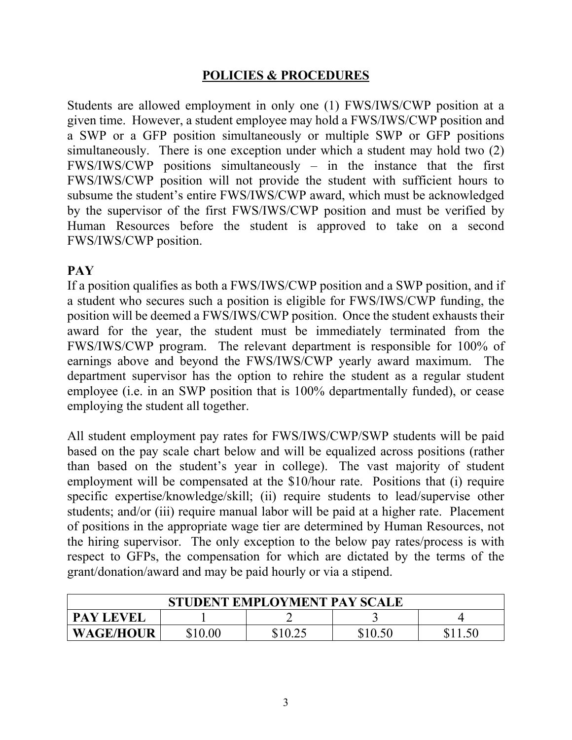## POLICIES & PROCEDURES

Students are allowed employment in only one (1) FWS/IWS/CWP position at a given time. However, a student employee may hold a FWS/IWS/CWP position and a SWP or a GFP position simultaneously or multiple SWP or GFP positions simultaneously. There is one exception under which a student may hold two (2) FWS/IWS/CWP positions simultaneously – in the instance that the first FWS/IWS/CWP position will not provide the student with sufficient hours to subsume the student's entire FWS/IWS/CWP award, which must be acknowledged by the supervisor of the first FWS/IWS/CWP position and must be verified by Human Resources before the student is approved to take on a second FWS/IWS/CWP position.

### PAY

If a position qualifies as both a FWS/IWS/CWP position and a SWP position, and if a student who secures such a position is eligible for FWS/IWS/CWP funding, the position will be deemed a FWS/IWS/CWP position. Once the student exhausts their award for the year, the student must be immediately terminated from the FWS/IWS/CWP program. The relevant department is responsible for 100% of earnings above and beyond the FWS/IWS/CWP yearly award maximum. The department supervisor has the option to rehire the student as a regular student employee (i.e. in an SWP position that is 100% departmentally funded), or cease employing the student all together.

All student employment pay rates for FWS/IWS/CWP/SWP students will be paid based on the pay scale chart below and will be equalized across positions (rather than based on the student's year in college). The vast majority of student employment will be compensated at the $10/hour rate. Positions that (i) require specific expertise/knowledge/skill; (ii) require students to lead/supervise other students; and/or (iii) require manual labor will be paid at a higher rate. Placement of positions in the appropriate wage tier are determined by Human Resources, not the hiring supervisor. The only exception to the below pay rates/process is with respect to GFPs, the compensation for which are dictated by the terms of the grant/donation/award and may be paid hourly or via a stipend.

| STUDENT EMPLOYMENT PAY SCALE | | | | |
|---|---|---|---|---|
| **PAY LEVEL** | 1 | 2 | 3 | 4 |
| **WAGE/HOUR** | $10.00 | $10.25 | $10.50 | $11.50 |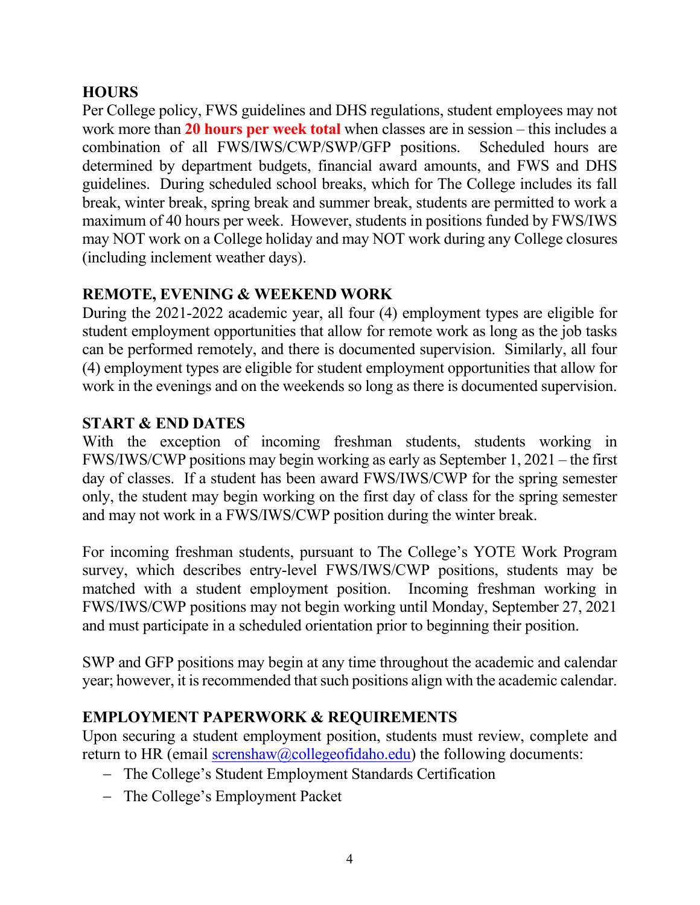## HOURS

Per College policy, FWS guidelines and DHS regulations, student employees may not work more than **20 hours per week total** when classes are in session – this includes a combination of all FWS/IWS/CWP/SWP/GFP positions. Scheduled hours are determined by department budgets, financial award amounts, and FWS and DHS guidelines. During scheduled school breaks, which for The College includes its fall break, winter break, spring break and summer break, students are permitted to work a maximum of 40 hours per week. However, students in positions funded by FWS/IWS may NOT work on a College holiday and may NOT work during any College closures (including inclement weather days).

## REMOTE, EVENING & WEEKEND WORK

During the 2021-2022 academic year, all four (4) employment types are eligible for student employment opportunities that allow for remote work as long as the job tasks can be performed remotely, and there is documented supervision. Similarly, all four (4) employment types are eligible for student employment opportunities that allow for work in the evenings and on the weekends so long as there is documented supervision.

## START & END DATES

With the exception of incoming freshman students, students working in FWS/IWS/CWP positions may begin working as early as September 1, 2021 – the first day of classes. If a student has been award FWS/IWS/CWP for the spring semester only, the student may begin working on the first day of class for the spring semester and may not work in a FWS/IWS/CWP position during the winter break.

For incoming freshman students, pursuant to The College's YOTE Work Program survey, which describes entry-level FWS/IWS/CWP positions, students may be matched with a student employment position. Incoming freshman working in FWS/IWS/CWP positions may not begin working until Monday, September 27, 2021 and must participate in a scheduled orientation prior to beginning their position.

SWP and GFP positions may begin at any time throughout the academic and calendar year; however, it is recommended that such positions align with the academic calendar.

## EMPLOYMENT PAPERWORK & REQUIREMENTS

Upon securing a student employment position, students must review, complete and return to HR (email [screnshaw@collegeofidaho.edu](mailto:screnshaw@collegeofidaho.edu)) the following documents:

- The College's Student Employment Standards Certification
- The College's Employment Packet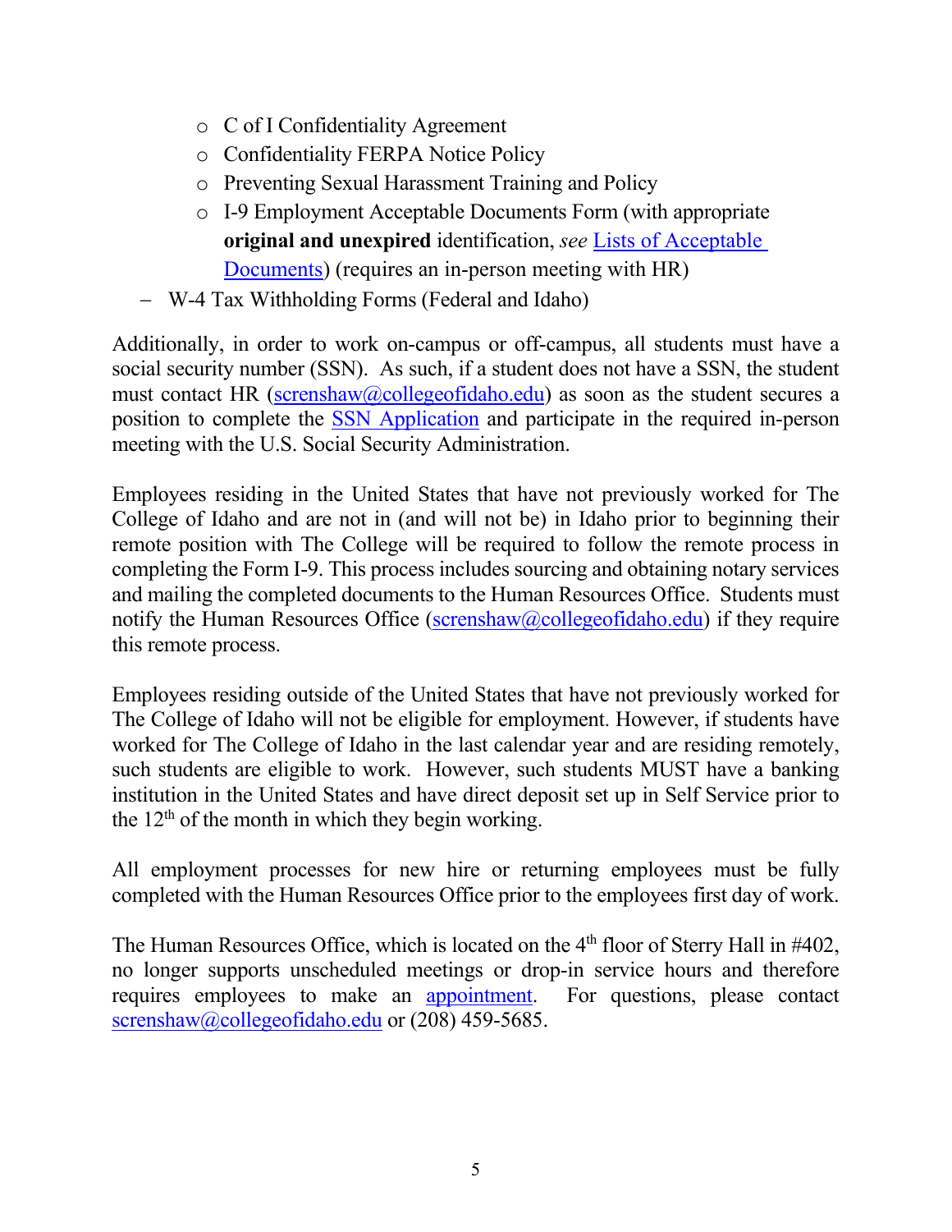- C of I Confidentiality Agreement
    - Confidentiality FERPA Notice Policy
    - Preventing Sexual Harassment Training and Policy
    - I-9 Employment Acceptable Documents Form (with appropriate **original and unexpired** identification, *see* Lists of Acceptable Documents) (requires an in-person meeting with HR)
- W-4 Tax Withholding Forms (Federal and Idaho)

Additionally, in order to work on-campus or off-campus, all students must have a social security number (SSN). As such, if a student does not have a SSN, the student must contact HR (screnshaw@collegeofidaho.edu) as soon as the student secures a position to complete the SSN Application and participate in the required in-person meeting with the U.S. Social Security Administration.

Employees residing in the United States that have not previously worked for The College of Idaho and are not in (and will not be) in Idaho prior to beginning their remote position with The College will be required to follow the remote process in completing the Form I-9. This process includes sourcing and obtaining notary services and mailing the completed documents to the Human Resources Office. Students must notify the Human Resources Office (screnshaw@collegeofidaho.edu) if they require this remote process.

Employees residing outside of the United States that have not previously worked for The College of Idaho will not be eligible for employment. However, if students have worked for The College of Idaho in the last calendar year and are residing remotely, such students are eligible to work. However, such students MUST have a banking institution in the United States and have direct deposit set up in Self Service prior to the 12th of the month in which they begin working.

All employment processes for new hire or returning employees must be fully completed with the Human Resources Office prior to the employees first day of work.

The Human Resources Office, which is located on the 4th floor of Sterry Hall in #402, no longer supports unscheduled meetings or drop-in service hours and therefore requires employees to make an appointment. For questions, please contact screnshaw@collegeofidaho.edu or (208) 459-5685.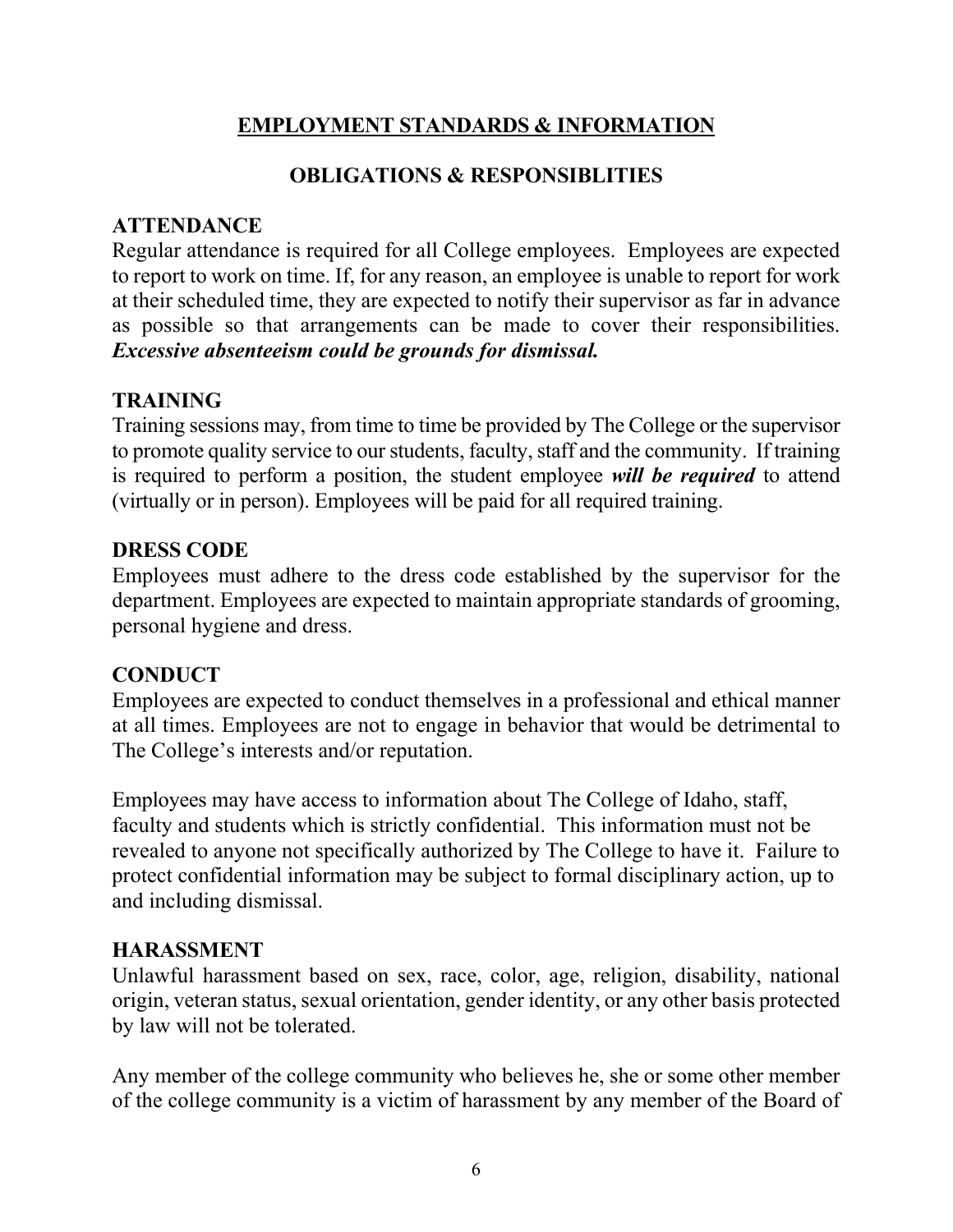# EMPLOYMENT STANDARDS & INFORMATION

## OBLIGATIONS & RESPONSIBLITIES

### ATTENDANCE

Regular attendance is required for all College employees. Employees are expected to report to work on time. If, for any reason, an employee is unable to report for work at their scheduled time, they are expected to notify their supervisor as far in advance as possible so that arrangements can be made to cover their responsibilities. ***Excessive absenteeism could be grounds for dismissal.***

### TRAINING

Training sessions may, from time to time be provided by The College or the supervisor to promote quality service to our students, faculty, staff and the community. If training is required to perform a position, the student employee ***will be required*** to attend (virtually or in person). Employees will be paid for all required training.

### DRESS CODE

Employees must adhere to the dress code established by the supervisor for the department. Employees are expected to maintain appropriate standards of grooming, personal hygiene and dress.

### CONDUCT

Employees are expected to conduct themselves in a professional and ethical manner at all times. Employees are not to engage in behavior that would be detrimental to The College's interests and/or reputation.

Employees may have access to information about The College of Idaho, staff, faculty and students which is strictly confidential. This information must not be revealed to anyone not specifically authorized by The College to have it. Failure to protect confidential information may be subject to formal disciplinary action, up to and including dismissal.

### HARASSMENT

Unlawful harassment based on sex, race, color, age, religion, disability, national origin, veteran status, sexual orientation, gender identity, or any other basis protected by law will not be tolerated.

Any member of the college community who believes he, she or some other member of the college community is a victim of harassment by any member of the Board of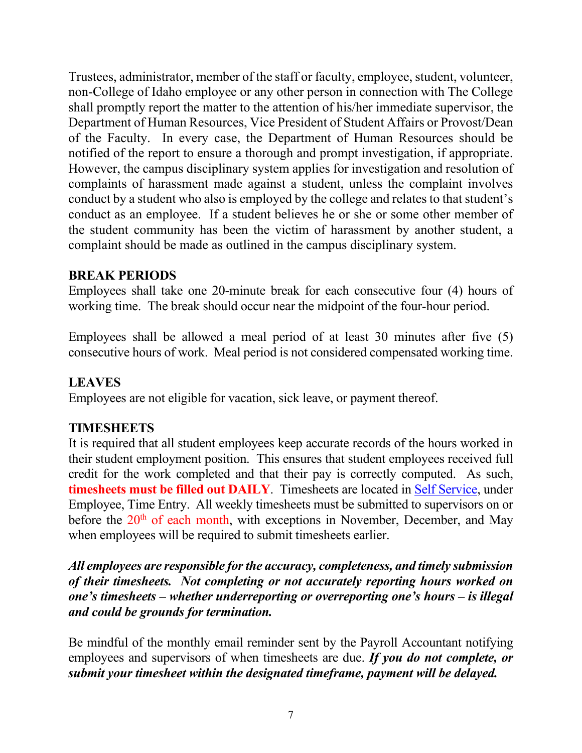Trustees, administrator, member of the staff or faculty, employee, student, volunteer, non-College of Idaho employee or any other person in connection with The College shall promptly report the matter to the attention of his/her immediate supervisor, the Department of Human Resources, Vice President of Student Affairs or Provost/Dean of the Faculty. In every case, the Department of Human Resources should be notified of the report to ensure a thorough and prompt investigation, if appropriate. However, the campus disciplinary system applies for investigation and resolution of complaints of harassment made against a student, unless the complaint involves conduct by a student who also is employed by the college and relates to that student's conduct as an employee. If a student believes he or she or some other member of the student community has been the victim of harassment by another student, a complaint should be made as outlined in the campus disciplinary system.

## BREAK PERIODS

Employees shall take one 20-minute break for each consecutive four (4) hours of working time. The break should occur near the midpoint of the four-hour period.

Employees shall be allowed a meal period of at least 30 minutes after five (5) consecutive hours of work. Meal period is not considered compensated working time.

## LEAVES

Employees are not eligible for vacation, sick leave, or payment thereof.

## TIMESHEETS

It is required that all student employees keep accurate records of the hours worked in their student employment position. This ensures that student employees received full credit for the work completed and that their pay is correctly computed. As such, **timesheets must be filled out DAILY**. Timesheets are located in Self Service, under Employee, Time Entry. All weekly timesheets must be submitted to supervisors on or before the 20th of each month, with exceptions in November, December, and May when employees will be required to submit timesheets earlier.

***All employees are responsible for the accuracy, completeness, and timely submission of their timesheets. Not completing or not accurately reporting hours worked on one's timesheets – whether underreporting or overreporting one's hours – is illegal and could be grounds for termination.***

Be mindful of the monthly email reminder sent by the Payroll Accountant notifying employees and supervisors of when timesheets are due. ***If you do not complete, or submit your timesheet within the designated timeframe, payment will be delayed.***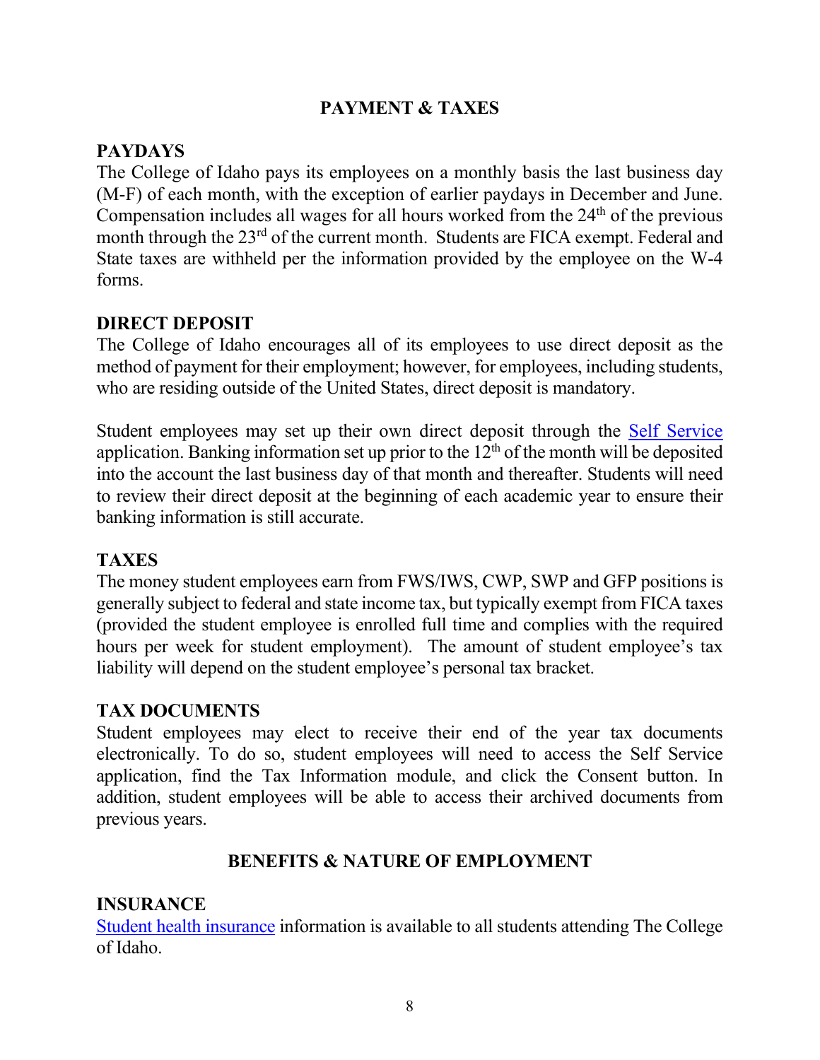## PAYMENT & TAXES

### PAYDAYS

The College of Idaho pays its employees on a monthly basis the last business day (M-F) of each month, with the exception of earlier paydays in December and June. Compensation includes all wages for all hours worked from the 24th of the previous month through the 23rd of the current month. Students are FICA exempt. Federal and State taxes are withheld per the information provided by the employee on the W-4 forms.

### DIRECT DEPOSIT

The College of Idaho encourages all of its employees to use direct deposit as the method of payment for their employment; however, for employees, including students, who are residing outside of the United States, direct deposit is mandatory.

Student employees may set up their own direct deposit through the Self Service application. Banking information set up prior to the 12th of the month will be deposited into the account the last business day of that month and thereafter. Students will need to review their direct deposit at the beginning of each academic year to ensure their banking information is still accurate.

### TAXES

The money student employees earn from FWS/IWS, CWP, SWP and GFP positions is generally subject to federal and state income tax, but typically exempt from FICA taxes (provided the student employee is enrolled full time and complies with the required hours per week for student employment). The amount of student employee's tax liability will depend on the student employee's personal tax bracket.

### TAX DOCUMENTS

Student employees may elect to receive their end of the year tax documents electronically. To do so, student employees will need to access the Self Service application, find the Tax Information module, and click the Consent button. In addition, student employees will be able to access their archived documents from previous years.

## BENEFITS & NATURE OF EMPLOYMENT

### INSURANCE

Student health insurance information is available to all students attending The College of Idaho.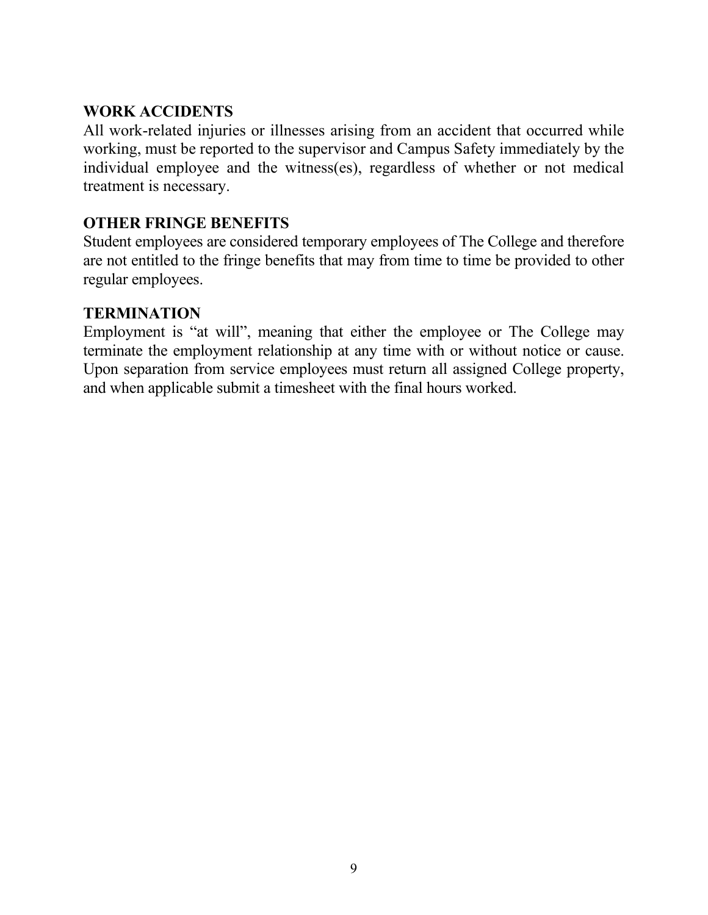**WORK ACCIDENTS**

All work-related injuries or illnesses arising from an accident that occurred while working, must be reported to the supervisor and Campus Safety immediately by the individual employee and the witness(es), regardless of whether or not medical treatment is necessary.

**OTHER FRINGE BENEFITS**

Student employees are considered temporary employees of The College and therefore are not entitled to the fringe benefits that may from time to time be provided to other regular employees.

**TERMINATION**

Employment is “at will”, meaning that either the employee or The College may terminate the employment relationship at any time with or without notice or cause. Upon separation from service employees must return all assigned College property, and when applicable submit a timesheet with the final hours worked.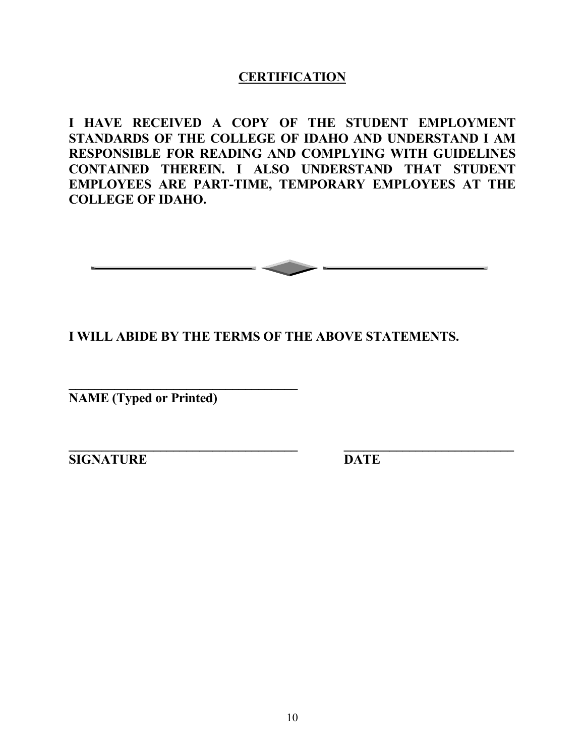## CERTIFICATION

**I HAVE RECEIVED A COPY OF THE STUDENT EMPLOYMENT STANDARDS OF THE COLLEGE OF IDAHO AND UNDERSTAND I AM RESPONSIBLE FOR READING AND COMPLYING WITH GUIDELINES CONTAINED THEREIN. I ALSO UNDERSTAND THAT STUDENT EMPLOYEES ARE PART-TIME, TEMPORARY EMPLOYEES AT THE COLLEGE OF IDAHO.**

---

**I WILL ABIDE BY THE TERMS OF THE ABOVE STATEMENTS.**

______________________________________
**NAME (Typed or Printed)**

______________________________________ ______________________________
**SIGNATURE** **DATE**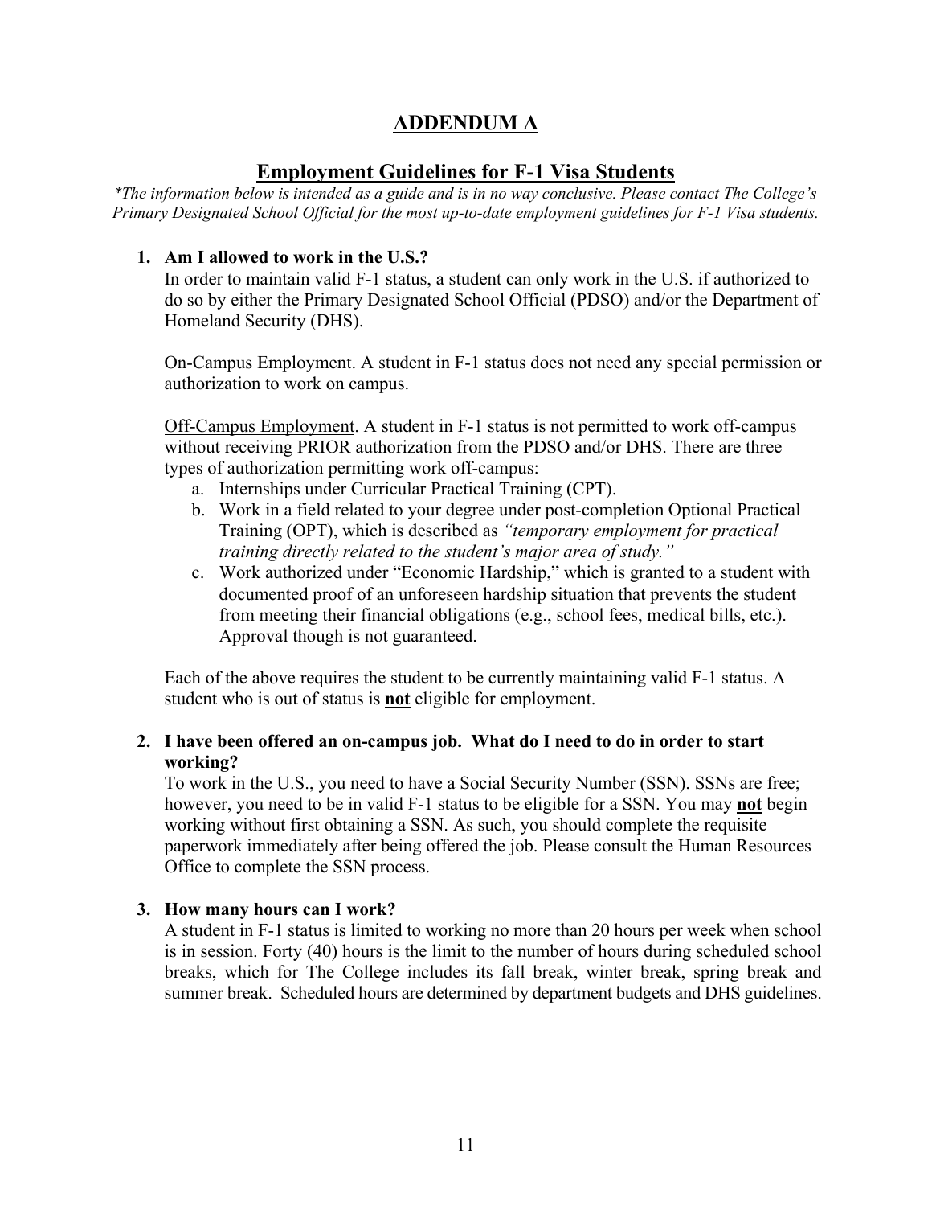# ADDENDUM A

## Employment Guidelines for F-1 Visa Students

*\*The information below is intended as a guide and is in no way conclusive. Please contact The College's Primary Designated School Official for the most up-to-date employment guidelines for F-1 Visa students.*

1. **Am I allowed to work in the U.S.?**

   In order to maintain valid F-1 status, a student can only work in the U.S. if authorized to do so by either the Primary Designated School Official (PDSO) and/or the Department of Homeland Security (DHS).

   <u>On-Campus Employment</u>. A student in F-1 status does not need any special permission or authorization to work on campus.

   <u>Off-Campus Employment</u>. A student in F-1 status is not permitted to work off-campus without receiving PRIOR authorization from the PDSO and/or DHS. There are three types of authorization permitting work off-campus:

   a. Internships under Curricular Practical Training (CPT).
   b. Work in a field related to your degree under post-completion Optional Practical Training (OPT), which is described as *"temporary employment for practical training directly related to the student's major area of study."*
   c. Work authorized under "Economic Hardship," which is granted to a student with documented proof of an unforeseen hardship situation that prevents the student from meeting their financial obligations (e.g., school fees, medical bills, etc.). Approval though is not guaranteed.

   Each of the above requires the student to be currently maintaining valid F-1 status. A student who is out of status is <u>**not**</u> eligible for employment.

2. **I have been offered an on-campus job. What do I need to do in order to start working?**

   To work in the U.S., you need to have a Social Security Number (SSN). SSNs are free; however, you need to be in valid F-1 status to be eligible for a SSN. You may <u>**not**</u> begin working without first obtaining a SSN. As such, you should complete the requisite paperwork immediately after being offered the job. Please consult the Human Resources Office to complete the SSN process.

3. **How many hours can I work?**

   A student in F-1 status is limited to working no more than 20 hours per week when school is in session. Forty (40) hours is the limit to the number of hours during scheduled school breaks, which for The College includes its fall break, winter break, spring break and summer break. Scheduled hours are determined by department budgets and DHS guidelines.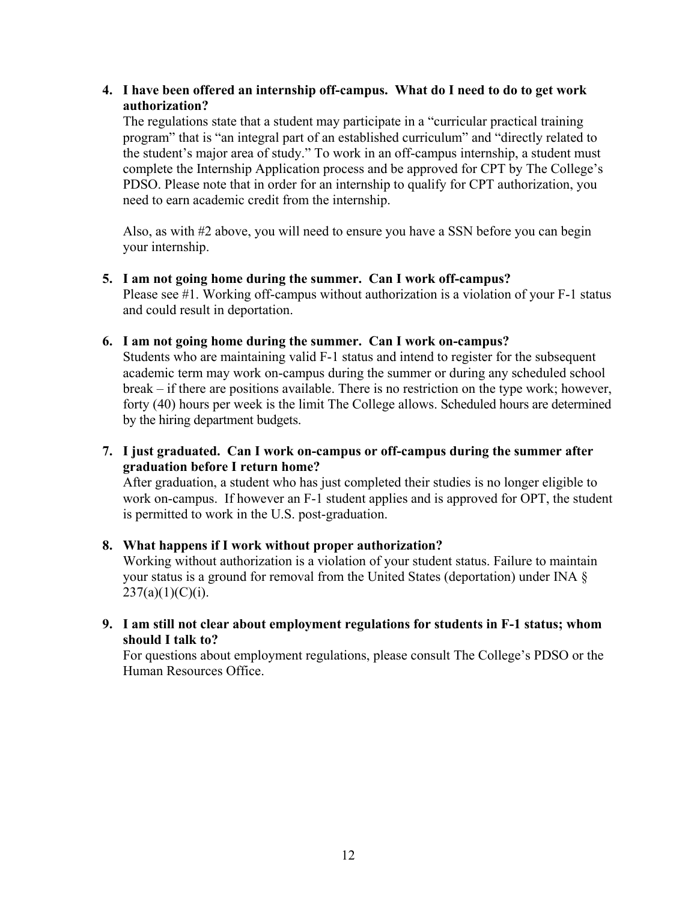4. **I have been offered an internship off-campus. What do I need to do to get work authorization?**
   The regulations state that a student may participate in a "curricular practical training program" that is "an integral part of an established curriculum" and "directly related to the student's major area of study." To work in an off-campus internship, a student must complete the Internship Application process and be approved for CPT by The College's PDSO. Please note that in order for an internship to qualify for CPT authorization, you need to earn academic credit from the internship.

   Also, as with #2 above, you will need to ensure you have a SSN before you can begin your internship.

5. **I am not going home during the summer. Can I work off-campus?**
   Please see #1. Working off-campus without authorization is a violation of your F-1 status and could result in deportation.

6. **I am not going home during the summer. Can I work on-campus?**
   Students who are maintaining valid F-1 status and intend to register for the subsequent academic term may work on-campus during the summer or during any scheduled school break – if there are positions available. There is no restriction on the type work; however, forty (40) hours per week is the limit The College allows. Scheduled hours are determined by the hiring department budgets.

7. **I just graduated. Can I work on-campus or off-campus during the summer after graduation before I return home?**
   After graduation, a student who has just completed their studies is no longer eligible to work on-campus. If however an F-1 student applies and is approved for OPT, the student is permitted to work in the U.S. post-graduation.

8. **What happens if I work without proper authorization?**
   Working without authorization is a violation of your student status. Failure to maintain your status is a ground for removal from the United States (deportation) under INA § 237(a)(1)(C)(i).

9. **I am still not clear about employment regulations for students in F-1 status; whom should I talk to?**
   For questions about employment regulations, please consult The College's PDSO or the Human Resources Office.